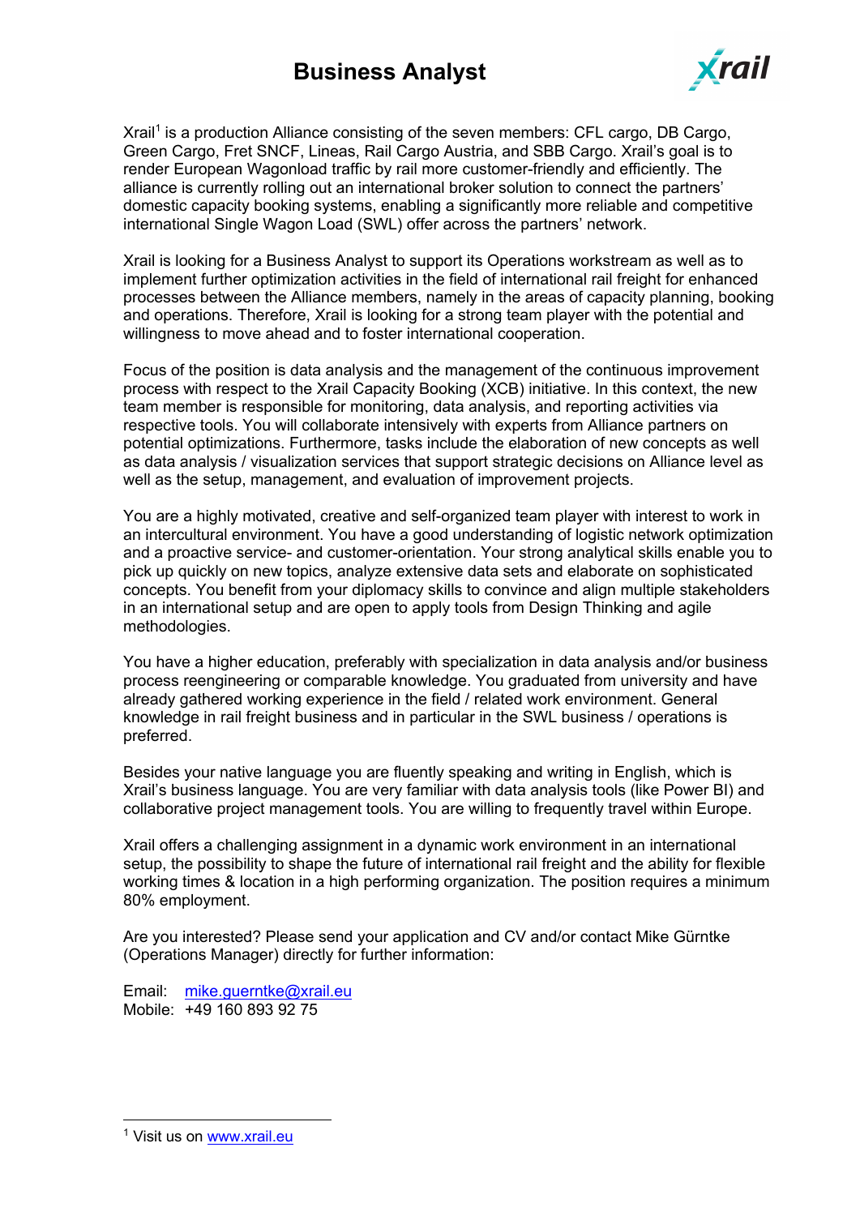# Business Analyst

Xrail[1] is a production Alliance consisting of the seven members: CFL cargo, DB Cargo, Green Cargo, Fret SNCF, Lineas, Rail Cargo Austria, and SBB Cargo. Xrail's goal is to render European Wagonload traffic by rail more customer-friendly and efficiently. The alliance is currently rolling out an international broker solution to connect the partners' domestic capacity booking systems, enabling a significantly more reliable and competitive international Single Wagon Load (SWL) offer across the partners' network.

Xrail is looking for a Business Analyst to support its Operations workstream as well as to implement further optimization activities in the field of international rail freight for enhanced processes between the Alliance members, namely in the areas of capacity planning, booking and operations. Therefore, Xrail is looking for a strong team player with the potential and willingness to move ahead and to foster international cooperation.

Focus of the position is data analysis and the management of the continuous improvement process with respect to the Xrail Capacity Booking (XCB) initiative. In this context, the new team member is responsible for monitoring, data analysis, and reporting activities via respective tools. You will collaborate intensively with experts from Alliance partners on potential optimizations. Furthermore, tasks include the elaboration of new concepts as well as data analysis / visualization services that support strategic decisions on Alliance level as well as the setup, management, and evaluation of improvement projects.

You are a highly motivated, creative and self-organized team player with interest to work in an intercultural environment. You have a good understanding of logistic network optimization and a proactive service- and customer-orientation. Your strong analytical skills enable you to pick up quickly on new topics, analyze extensive data sets and elaborate on sophisticated concepts. You benefit from your diplomacy skills to convince and align multiple stakeholders in an international setup and are open to apply tools from Design Thinking and agile methodologies.

You have a higher education, preferably with specialization in data analysis and/or business process reengineering or comparable knowledge. You graduated from university and have already gathered working experience in the field / related work environment. General knowledge in rail freight business and in particular in the SWL business / operations is preferred.

Besides your native language you are fluently speaking and writing in English, which is Xrail's business language. You are very familiar with data analysis tools (like Power BI) and collaborative project management tools. You are willing to frequently travel within Europe.

Xrail offers a challenging assignment in a dynamic work environment in an international setup, the possibility to shape the future of international rail freight and the ability for flexible working times & location in a high performing organization. The position requires a minimum 80% employment.

Are you interested? Please send your application and CV and/or contact Mike Gürntke (Operations Manager) directly for further information:

Email: mike.guerntke@xrail.eu
Mobile: +49 160 893 92 75

[1] Visit us on www.xrail.eu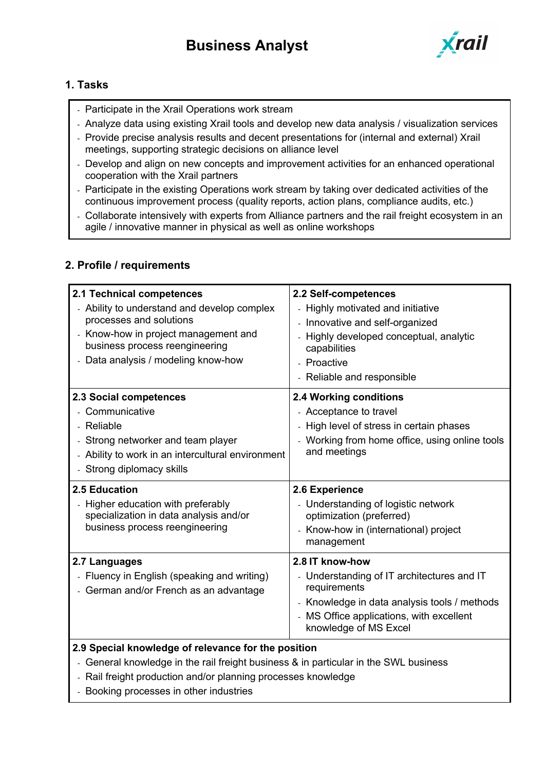# Business Analyst

xrail

## 1. Tasks

- Participate in the Xrail Operations work stream
- Analyze data using existing Xrail tools and develop new data analysis / visualization services
- Provide precise analysis results and decent presentations for (internal and external) Xrail meetings, supporting strategic decisions on alliance level
- Develop and align on new concepts and improvement activities for an enhanced operational cooperation with the Xrail partners
- Participate in the existing Operations work stream by taking over dedicated activities of the continuous improvement process (quality reports, action plans, compliance audits, etc.)
- Collaborate intensively with experts from Alliance partners and the rail freight ecosystem in an agile / innovative manner in physical as well as online workshops

## 2. Profile / requirements

### 2.1 Technical competences

- Ability to understand and develop complex processes and solutions
- Know-how in project management and business process reengineering
- Data analysis / modeling know-how

### 2.2 Self-competences

- Highly motivated and initiative
- Innovative and self-organized
- Highly developed conceptual, analytic capabilities
- Proactive
- Reliable and responsible

### 2.3 Social competences

- Communicative
- Reliable
- Strong networker and team player
- Ability to work in an intercultural environment
- Strong diplomacy skills

### 2.4 Working conditions

- Acceptance to travel
- High level of stress in certain phases
- Working from home office, using online tools and meetings

### 2.5 Education

- Higher education with preferably specialization in data analysis and/or business process reengineering

### 2.6 Experience

- Understanding of logistic network optimization (preferred)
- Know-how in (international) project management

### 2.7 Languages

- Fluency in English (speaking and writing)
- German and/or French as an advantage

### 2.8 IT know-how

- Understanding of IT architectures and IT requirements
- Knowledge in data analysis tools / methods
- MS Office applications, with excellent knowledge of MS Excel

### 2.9 Special knowledge of relevance for the position

- General knowledge in the rail freight business & in particular in the SWL business
- Rail freight production and/or planning processes knowledge
- Booking processes in other industries